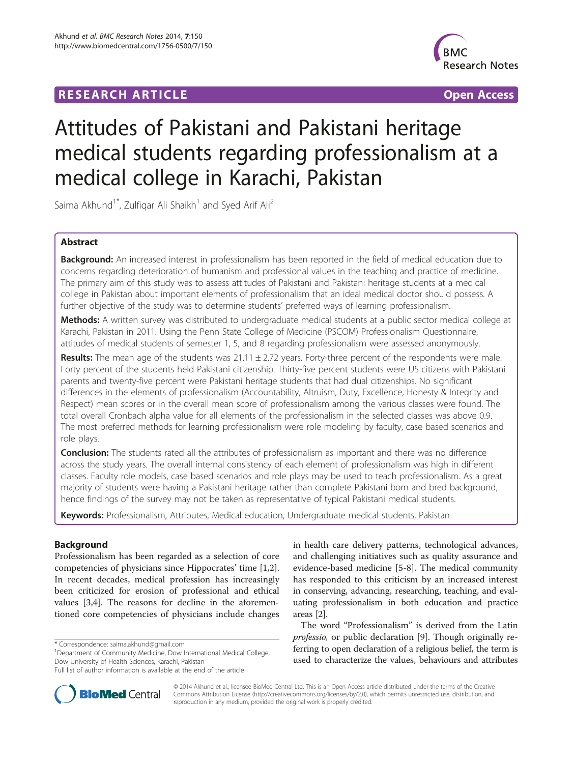RESEARCH ARTICLE **Open Access**

# Attitudes of Pakistani and Pakistani heritage medical students regarding professionalism at a medical college in Karachi, Pakistan

Saima Akhund[1*], Zulfiqar Ali Shaikh[1] and Syed Arif Ali[2]

## Abstract

**Background:** An increased interest in professionalism has been reported in the field of medical education due to concerns regarding deterioration of humanism and professional values in the teaching and practice of medicine. The primary aim of this study was to assess attitudes of Pakistani and Pakistani heritage students at a medical college in Pakistan about important elements of professionalism that an ideal medical doctor should possess. A further objective of the study was to determine students' preferred ways of learning professionalism.

**Methods:** A written survey was distributed to undergraduate medical students at a public sector medical college at Karachi, Pakistan in 2011. Using the Penn State College of Medicine (PSCOM) Professionalism Questionnaire, attitudes of medical students of semester 1, 5, and 8 regarding professionalism were assessed anonymously.

**Results:** The mean age of the students was 21.11 ± 2.72 years. Forty-three percent of the respondents were male. Forty percent of the students held Pakistani citizenship. Thirty-five percent students were US citizens with Pakistani parents and twenty-five percent were Pakistani heritage students that had dual citizenships. No significant differences in the elements of professionalism (Accountability, Altruism, Duty, Excellence, Honesty & Integrity and Respect) mean scores or in the overall mean score of professionalism among the various classes were found. The total overall Cronbach alpha value for all elements of the professionalism in the selected classes was above 0.9. The most preferred methods for learning professionalism were role modeling by faculty, case based scenarios and role plays.

**Conclusion:** The students rated all the attributes of professionalism as important and there was no difference across the study years. The overall internal consistency of each element of professionalism was high in different classes. Faculty role models, case based scenarios and role plays may be used to teach professionalism. As a great majority of students were having a Pakistani heritage rather than complete Pakistani born and bred background, hence findings of the survey may not be taken as representative of typical Pakistani medical students.

**Keywords:** Professionalism, Attributes, Medical education, Undergraduate medical students, Pakistan

## Background

Professionalism has been regarded as a selection of core competencies of physicians since Hippocrates' time [1,2]. In recent decades, medical profession has increasingly been criticized for erosion of professional and ethical values [3,4]. The reasons for decline in the aforementioned core competencies of physicians include changes in health care delivery patterns, technological advances, and challenging initiatives such as quality assurance and evidence-based medicine [5-8]. The medical community has responded to this criticism by an increased interest in conserving, advancing, researching, teaching, and evaluating professionalism in both education and practice areas [2].

The word "Professionalism" is derived from the Latin *professio*, or public declaration [9]. Though originally referring to open declaration of a religious belief, the term is used to characterize the values, behaviours and attributes

\* Correspondence: saima.akhund@gmail.com
[1]Department of Community Medicine, Dow International Medical College, Dow University of Health Sciences, Karachi, Pakistan
Full list of author information is available at the end of the article

© 2014 Akhund et al.; licensee BioMed Central Ltd. This is an Open Access article distributed under the terms of the Creative Commons Attribution License (http://creativecommons.org/licenses/by/2.0), which permits unrestricted use, distribution, and reproduction in any medium, provided the original work is properly credited.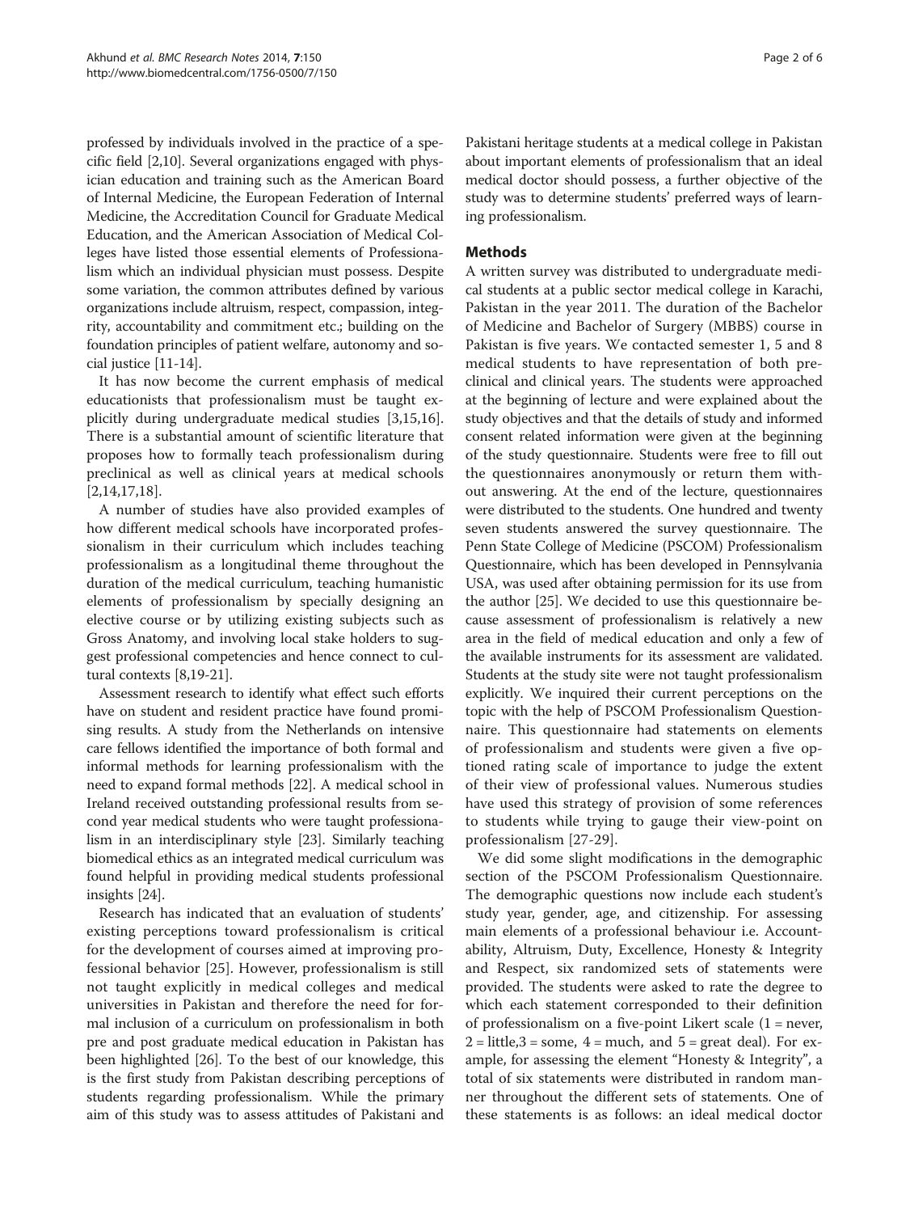professed by individuals involved in the practice of a specific field [2,10]. Several organizations engaged with physician education and training such as the American Board of Internal Medicine, the European Federation of Internal Medicine, the Accreditation Council for Graduate Medical Education, and the American Association of Medical Colleges have listed those essential elements of Professionalism which an individual physician must possess. Despite some variation, the common attributes defined by various organizations include altruism, respect, compassion, integrity, accountability and commitment etc.; building on the foundation principles of patient welfare, autonomy and social justice [11-14].

It has now become the current emphasis of medical educationists that professionalism must be taught explicitly during undergraduate medical studies [3,15,16]. There is a substantial amount of scientific literature that proposes how to formally teach professionalism during preclinical as well as clinical years at medical schools [2,14,17,18].

A number of studies have also provided examples of how different medical schools have incorporated professionalism in their curriculum which includes teaching professionalism as a longitudinal theme throughout the duration of the medical curriculum, teaching humanistic elements of professionalism by specially designing an elective course or by utilizing existing subjects such as Gross Anatomy, and involving local stake holders to suggest professional competencies and hence connect to cultural contexts [8,19-21].

Assessment research to identify what effect such efforts have on student and resident practice have found promising results. A study from the Netherlands on intensive care fellows identified the importance of both formal and informal methods for learning professionalism with the need to expand formal methods [22]. A medical school in Ireland received outstanding professional results from second year medical students who were taught professionalism in an interdisciplinary style [23]. Similarly teaching biomedical ethics as an integrated medical curriculum was found helpful in providing medical students professional insights [24].

Research has indicated that an evaluation of students' existing perceptions toward professionalism is critical for the development of courses aimed at improving professional behavior [25]. However, professionalism is still not taught explicitly in medical colleges and medical universities in Pakistan and therefore the need for formal inclusion of a curriculum on professionalism in both pre and post graduate medical education in Pakistan has been highlighted [26]. To the best of our knowledge, this is the first study from Pakistan describing perceptions of students regarding professionalism. While the primary aim of this study was to assess attitudes of Pakistani and Pakistani heritage students at a medical college in Pakistan about important elements of professionalism that an ideal medical doctor should possess, a further objective of the study was to determine students' preferred ways of learning professionalism.

## Methods

A written survey was distributed to undergraduate medical students at a public sector medical college in Karachi, Pakistan in the year 2011. The duration of the Bachelor of Medicine and Bachelor of Surgery (MBBS) course in Pakistan is five years. We contacted semester 1, 5 and 8 medical students to have representation of both preclinical and clinical years. The students were approached at the beginning of lecture and were explained about the study objectives and that the details of study and informed consent related information were given at the beginning of the study questionnaire. Students were free to fill out the questionnaires anonymously or return them without answering. At the end of the lecture, questionnaires were distributed to the students. One hundred and twenty seven students answered the survey questionnaire. The Penn State College of Medicine (PSCOM) Professionalism Questionnaire, which has been developed in Pennsylvania USA, was used after obtaining permission for its use from the author [25]. We decided to use this questionnaire because assessment of professionalism is relatively a new area in the field of medical education and only a few of the available instruments for its assessment are validated. Students at the study site were not taught professionalism explicitly. We inquired their current perceptions on the topic with the help of PSCOM Professionalism Questionnaire. This questionnaire had statements on elements of professionalism and students were given a five optioned rating scale of importance to judge the extent of their view of professional values. Numerous studies have used this strategy of provision of some references to students while trying to gauge their view-point on professionalism [27-29].

We did some slight modifications in the demographic section of the PSCOM Professionalism Questionnaire. The demographic questions now include each student's study year, gender, age, and citizenship. For assessing main elements of a professional behaviour i.e. Accountability, Altruism, Duty, Excellence, Honesty & Integrity and Respect, six randomized sets of statements were provided. The students were asked to rate the degree to which each statement corresponded to their definition of professionalism on a five-point Likert scale (1 = never, 2 = little, 3 = some, 4 = much, and 5 = great deal). For example, for assessing the element "Honesty & Integrity", a total of six statements were distributed in random manner throughout the different sets of statements. One of these statements is as follows: an ideal medical doctor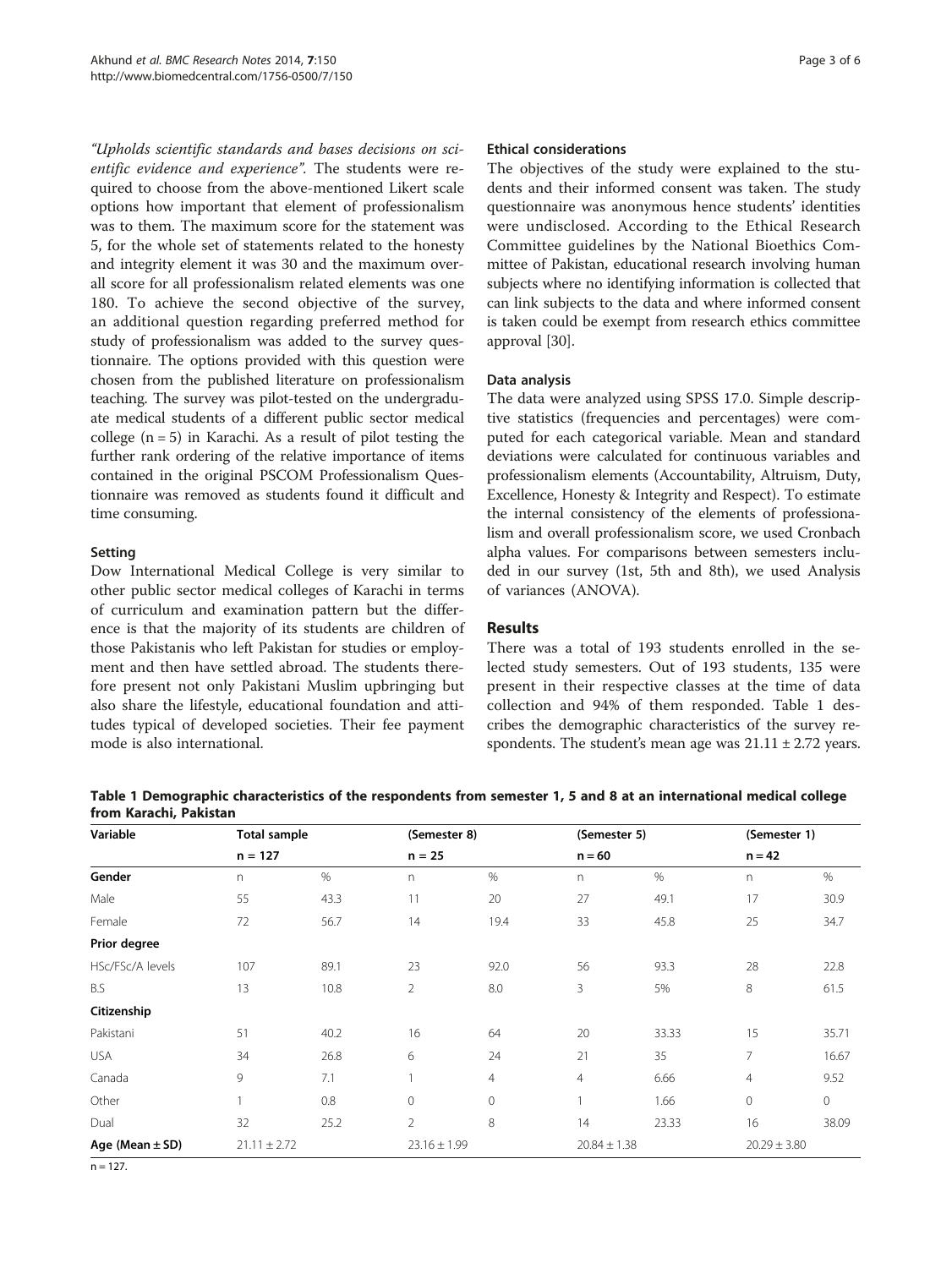*"Upholds scientific standards and bases decisions on scientific evidence and experience"*. The students were required to choose from the above-mentioned Likert scale options how important that element of professionalism was to them. The maximum score for the statement was 5, for the whole set of statements related to the honesty and integrity element it was 30 and the maximum overall score for all professionalism related elements was one 180. To achieve the second objective of the survey, an additional question regarding preferred method for study of professionalism was added to the survey questionnaire. The options provided with this question were chosen from the published literature on professionalism teaching. The survey was pilot-tested on the undergraduate medical students of a different public sector medical college (n = 5) in Karachi. As a result of pilot testing the further rank ordering of the relative importance of items contained in the original PSCOM Professionalism Questionnaire was removed as students found it difficult and time consuming.

### Setting

Dow International Medical College is very similar to other public sector medical colleges of Karachi in terms of curriculum and examination pattern but the difference is that the majority of its students are children of those Pakistanis who left Pakistan for studies or employment and then have settled abroad. The students therefore present not only Pakistani Muslim upbringing but also share the lifestyle, educational foundation and attitudes typical of developed societies. Their fee payment mode is also international.

### Ethical considerations

The objectives of the study were explained to the students and their informed consent was taken. The study questionnaire was anonymous hence students' identities were undisclosed. According to the Ethical Research Committee guidelines by the National Bioethics Committee of Pakistan, educational research involving human subjects where no identifying information is collected that can link subjects to the data and where informed consent is taken could be exempt from research ethics committee approval [30].

### Data analysis

The data were analyzed using SPSS 17.0. Simple descriptive statistics (frequencies and percentages) were computed for each categorical variable. Mean and standard deviations were calculated for continuous variables and professionalism elements (Accountability, Altruism, Duty, Excellence, Honesty & Integrity and Respect). To estimate the internal consistency of the elements of professionalism and overall professionalism score, we used Cronbach alpha values. For comparisons between semesters included in our survey (1st, 5th and 8th), we used Analysis of variances (ANOVA).

## Results

There was a total of 193 students enrolled in the selected study semesters. Out of 193 students, 135 were present in their respective classes at the time of data collection and 94% of them responded. Table 1 describes the demographic characteristics of the survey respondents. The student's mean age was 21.11 ± 2.72 years.

**Table 1 Demographic characteristics of the respondents from semester 1, 5 and 8 at an international medical college from Karachi, Pakistan**

| Variable | Total sample | | (Semester 8) | | (Semester 5) | | (Semester 1) | |
|---|---|---|---|---|---|---|---|---|
| | n = 127 | | n = 25 | | n = 60 | | n = 42 | |
| **Gender** | n | % | n | % | n | % | n | % |
| Male | 55 | 43.3 | 11 | 20 | 27 | 49.1 | 17 | 30.9 |
| Female | 72 | 56.7 | 14 | 19.4 | 33 | 45.8 | 25 | 34.7 |
| **Prior degree** | | | | | | | | |
| HSc/FSc/A levels | 107 | 89.1 | 23 | 92.0 | 56 | 93.3 | 28 | 22.8 |
| B.S | 13 | 10.8 | 2 | 8.0 | 3 | 5% | 8 | 61.5 |
| **Citizenship** | | | | | | | | |
| Pakistani | 51 | 40.2 | 16 | 64 | 20 | 33.33 | 15 | 35.71 |
| USA | 34 | 26.8 | 6 | 24 | 21 | 35 | 7 | 16.67 |
| Canada | 9 | 7.1 | 1 | 4 | 4 | 6.66 | 4 | 9.52 |
| Other | 1 | 0.8 | 0 | 0 | 1 | 1.66 | 0 | 0 |
| Dual | 32 | 25.2 | 2 | 8 | 14 | 23.33 | 16 | 38.09 |
| **Age (Mean ± SD)** | 21.11 ± 2.72 | | 23.16 ± 1.99 | | 20.84 ± 1.38 | | 20.29 ± 3.80 | |

n = 127.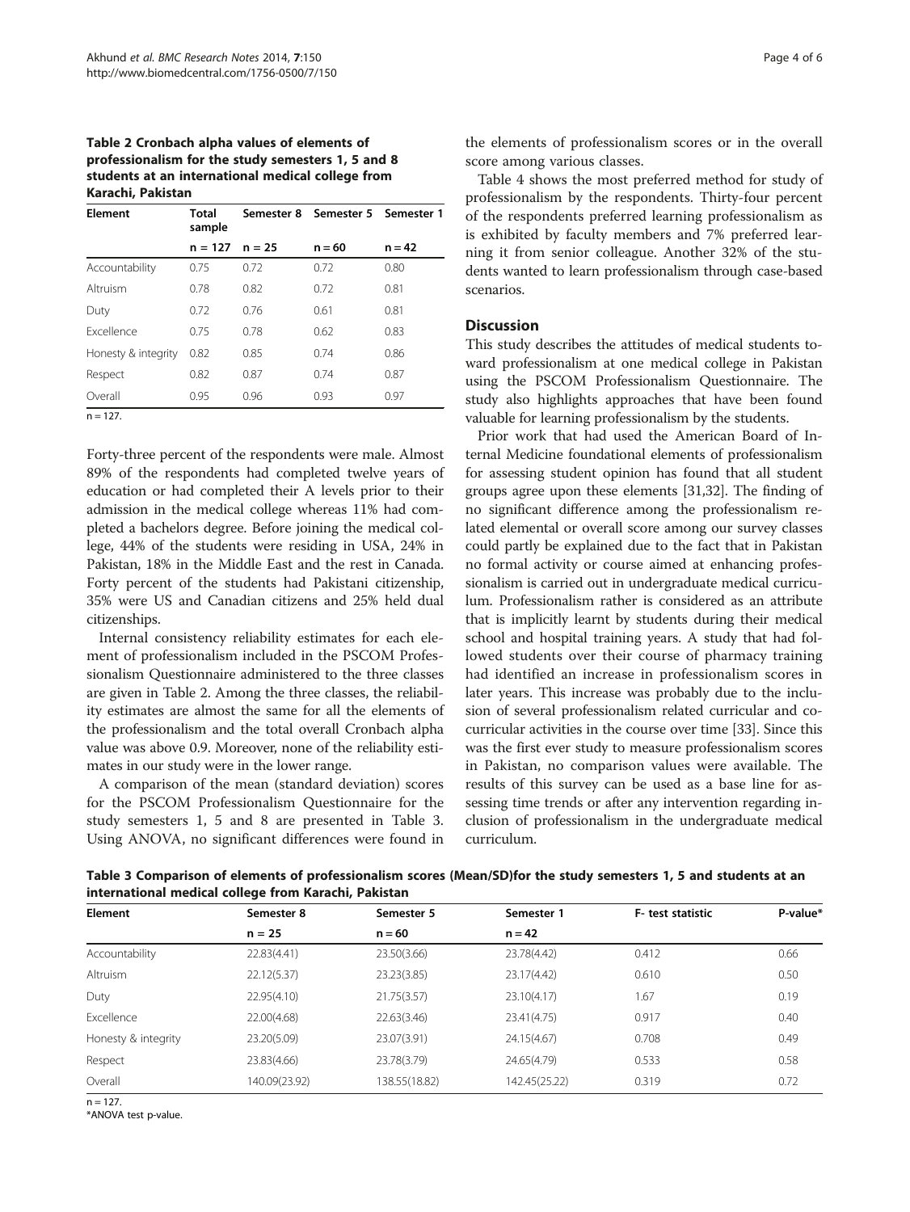**Table 2 Cronbach alpha values of elements of professionalism for the study semesters 1, 5 and 8 students at an international medical college from Karachi, Pakistan**

| Element | Total sample | Semester 8 | Semester 5 | Semester 1 |
|---|---|---|---|---|
| | n = 127 | n = 25 | n = 60 | n = 42 |
| Accountability | 0.75 | 0.72 | 0.72 | 0.80 |
| Altruism | 0.78 | 0.82 | 0.72 | 0.81 |
| Duty | 0.72 | 0.76 | 0.61 | 0.81 |
| Excellence | 0.75 | 0.78 | 0.62 | 0.83 |
| Honesty & integrity | 0.82 | 0.85 | 0.74 | 0.86 |
| Respect | 0.82 | 0.87 | 0.74 | 0.87 |
| Overall | 0.95 | 0.96 | 0.93 | 0.97 |

n = 127.

Forty-three percent of the respondents were male. Almost 89% of the respondents had completed twelve years of education or had completed their A levels prior to their admission in the medical college whereas 11% had completed a bachelors degree. Before joining the medical college, 44% of the students were residing in USA, 24% in Pakistan, 18% in the Middle East and the rest in Canada. Forty percent of the students had Pakistani citizenship, 35% were US and Canadian citizens and 25% held dual citizenships.

Internal consistency reliability estimates for each element of professionalism included in the PSCOM Professionalism Questionnaire administered to the three classes are given in Table 2. Among the three classes, the reliability estimates are almost the same for all the elements of the professionalism and the total overall Cronbach alpha value was above 0.9. Moreover, none of the reliability estimates in our study were in the lower range.

A comparison of the mean (standard deviation) scores for the PSCOM Professionalism Questionnaire for the study semesters 1, 5 and 8 are presented in Table 3. Using ANOVA, no significant differences were found in the elements of professionalism scores or in the overall score among various classes.

Table 4 shows the most preferred method for study of professionalism by the respondents. Thirty-four percent of the respondents preferred learning professionalism as is exhibited by faculty members and 7% preferred learning it from senior colleague. Another 32% of the students wanted to learn professionalism through case-based scenarios.

## Discussion

This study describes the attitudes of medical students toward professionalism at one medical college in Pakistan using the PSCOM Professionalism Questionnaire. The study also highlights approaches that have been found valuable for learning professionalism by the students.

Prior work that had used the American Board of Internal Medicine foundational elements of professionalism for assessing student opinion has found that all student groups agree upon these elements [31,32]. The finding of no significant difference among the professionalism related elemental or overall score among our survey classes could partly be explained due to the fact that in Pakistan no formal activity or course aimed at enhancing professionalism is carried out in undergraduate medical curriculum. Professionalism rather is considered as an attribute that is implicitly learnt by students during their medical school and hospital training years. A study that had followed students over their course of pharmacy training had identified an increase in professionalism scores in later years. This increase was probably due to the inclusion of several professionalism related curricular and co-curricular activities in the course over time [33]. Since this was the first ever study to measure professionalism scores in Pakistan, no comparison values were available. The results of this survey can be used as a base line for assessing time trends or after any intervention regarding inclusion of professionalism in the undergraduate medical curriculum.

**Table 3 Comparison of elements of professionalism scores (Mean/SD)for the study semesters 1, 5 and students at an international medical college from Karachi, Pakistan**

| Element | Semester 8 | Semester 5 | Semester 1 | F- test statistic | P-value* |
|---|---|---|---|---|---|
| | n = 25 | n = 60 | n = 42 | | |
| Accountability | 22.83(4.41) | 23.50(3.66) | 23.78(4.42) | 0.412 | 0.66 |
| Altruism | 22.12(5.37) | 23.23(3.85) | 23.17(4.42) | 0.610 | 0.50 |
| Duty | 22.95(4.10) | 21.75(3.57) | 23.10(4.17) | 1.67 | 0.19 |
| Excellence | 22.00(4.68) | 22.63(3.46) | 23.41(4.75) | 0.917 | 0.40 |
| Honesty & integrity | 23.20(5.09) | 23.07(3.91) | 24.15(4.67) | 0.708 | 0.49 |
| Respect | 23.83(4.66) | 23.78(3.79) | 24.65(4.79) | 0.533 | 0.58 |
| Overall | 140.09(23.92) | 138.55(18.82) | 142.45(25.22) | 0.319 | 0.72 |

n = 127.
*ANOVA test p-value.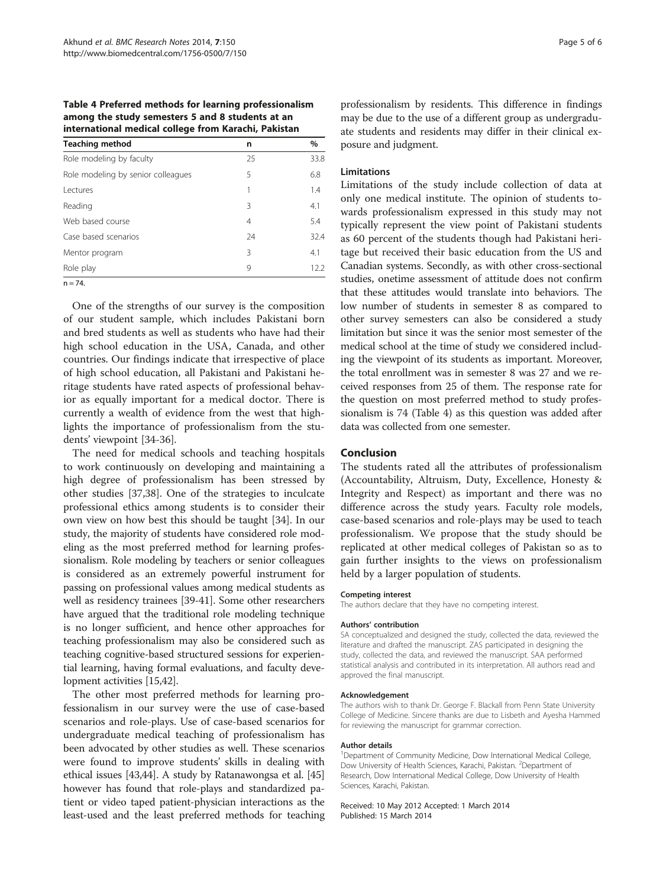**Table 4 Preferred methods for learning professionalism among the study semesters 5 and 8 students at an international medical college from Karachi, Pakistan**

| Teaching method | n | % |
|---|---|---|
| Role modeling by faculty | 25 | 33.8 |
| Role modeling by senior colleagues | 5 | 6.8 |
| Lectures | 1 | 1.4 |
| Reading | 3 | 4.1 |
| Web based course | 4 | 5.4 |
| Case based scenarios | 24 | 32.4 |
| Mentor program | 3 | 4.1 |
| Role play | 9 | 12.2 |

n = 74.

One of the strengths of our survey is the composition of our student sample, which includes Pakistani born and bred students as well as students who have had their high school education in the USA, Canada, and other countries. Our findings indicate that irrespective of place of high school education, all Pakistani and Pakistani heritage students have rated aspects of professional behavior as equally important for a medical doctor. There is currently a wealth of evidence from the west that highlights the importance of professionalism from the students' viewpoint [34-36].

The need for medical schools and teaching hospitals to work continuously on developing and maintaining a high degree of professionalism has been stressed by other studies [37,38]. One of the strategies to inculcate professional ethics among students is to consider their own view on how best this should be taught [34]. In our study, the majority of students have considered role modeling as the most preferred method for learning professionalism. Role modeling by teachers or senior colleagues is considered as an extremely powerful instrument for passing on professional values among medical students as well as residency trainees [39-41]. Some other researchers have argued that the traditional role modeling technique is no longer sufficient, and hence other approaches for teaching professionalism may also be considered such as teaching cognitive-based structured sessions for experiential learning, having formal evaluations, and faculty development activities [15,42].

The other most preferred methods for learning professionalism in our survey were the use of case-based scenarios and role-plays. Use of case-based scenarios for undergraduate medical teaching of professionalism has been advocated by other studies as well. These scenarios were found to improve students' skills in dealing with ethical issues [43,44]. A study by Ratanawongsa et al. [45] however has found that role-plays and standardized patient or video taped patient-physician interactions as the least-used and the least preferred methods for teaching professionalism by residents. This difference in findings may be due to the use of a different group as undergraduate students and residents may differ in their clinical exposure and judgment.

### Limitations

Limitations of the study include collection of data at only one medical institute. The opinion of students towards professionalism expressed in this study may not typically represent the view point of Pakistani students as 60 percent of the students though had Pakistani heritage but received their basic education from the US and Canadian systems. Secondly, as with other cross-sectional studies, onetime assessment of attitude does not confirm that these attitudes would translate into behaviors. The low number of students in semester 8 as compared to other survey semesters can also be considered a study limitation but since it was the senior most semester of the medical school at the time of study we considered including the viewpoint of its students as important. Moreover, the total enrollment was in semester 8 was 27 and we received responses from 25 of them. The response rate for the question on most preferred method to study professionalism is 74 (Table 4) as this question was added after data was collected from one semester.

## Conclusion

The students rated all the attributes of professionalism (Accountability, Altruism, Duty, Excellence, Honesty & Integrity and Respect) as important and there was no difference across the study years. Faculty role models, case-based scenarios and role-plays may be used to teach professionalism. We propose that the study should be replicated at other medical colleges of Pakistan so as to gain further insights to the views on professionalism held by a larger population of students.

#### Competing interest

The authors declare that they have no competing interest.

#### Authors' contribution

SA conceptualized and designed the study, collected the data, reviewed the literature and drafted the manuscript. ZAS participated in designing the study, collected the data, and reviewed the manuscript. SAA performed statistical analysis and contributed in its interpretation. All authors read and approved the final manuscript.

#### Acknowledgement

The authors wish to thank Dr. George F. Blackall from Penn State University College of Medicine. Sincere thanks are due to Lisbeth and Ayesha Hammed for reviewing the manuscript for grammar correction.

#### Author details

[1]Department of Community Medicine, Dow International Medical College, Dow University of Health Sciences, Karachi, Pakistan. [2]Department of Research, Dow International Medical College, Dow University of Health Sciences, Karachi, Pakistan.

Received: 10 May 2012 Accepted: 1 March 2014
Published: 15 March 2014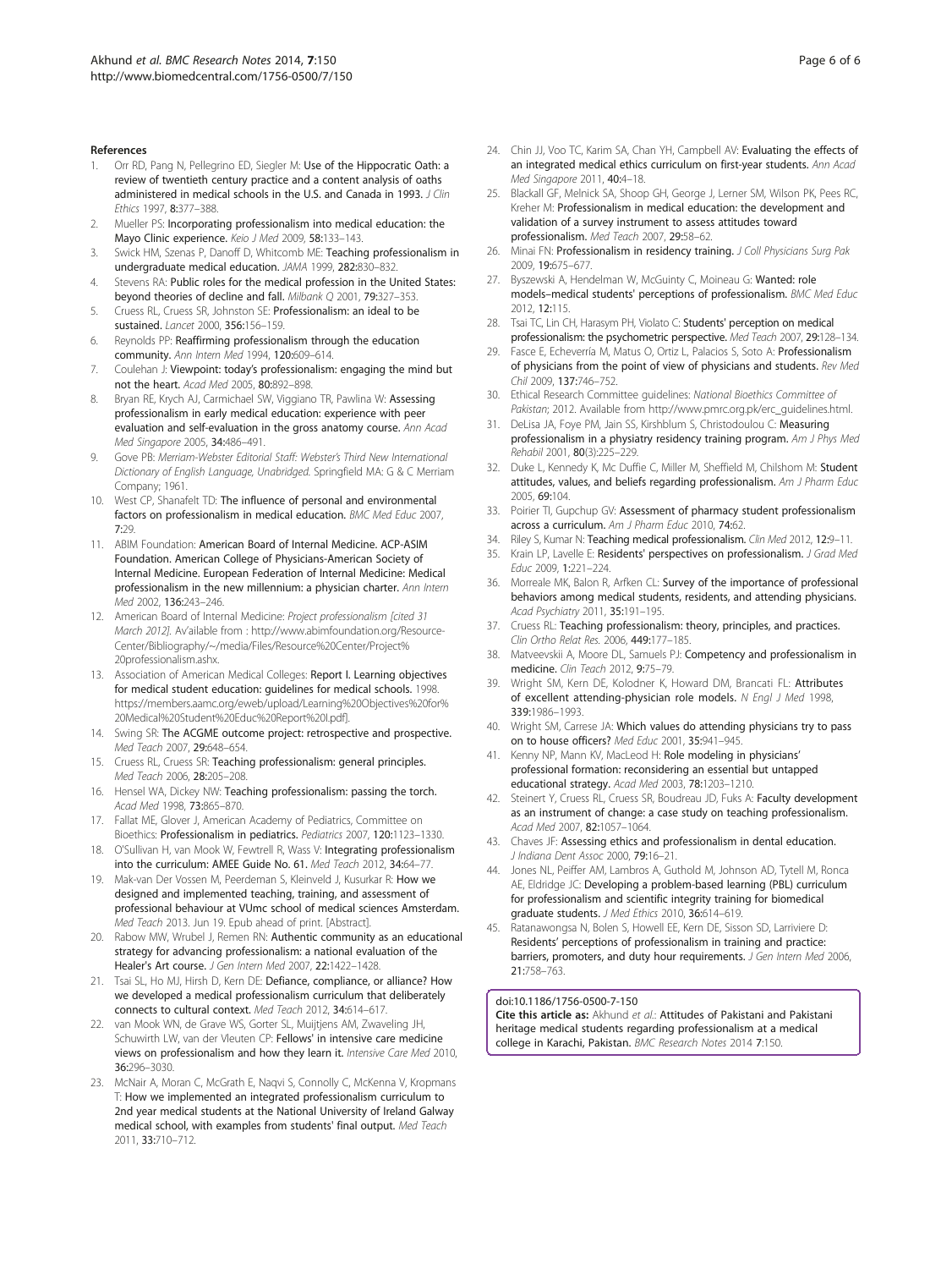## References

1. Orr RD, Pang N, Pellegrino ED, Siegler M: **Use of the Hippocratic Oath: a review of twentieth century practice and a content analysis of oaths administered in medical schools in the U.S. and Canada in 1993.** *J Clin Ethics* 1997, **8**:377–388.
2. Mueller PS: **Incorporating professionalism into medical education: the Mayo Clinic experience.** *Keio J Med* 2009, **58**:133–143.
3. Swick HM, Szenas P, Danoff D, Whitcomb ME: **Teaching professionalism in undergraduate medical education.** *JAMA* 1999, **282**:830–832.
4. Stevens RA: **Public roles for the medical profession in the United States: beyond theories of decline and fall.** *Milbank Q* 2001, **79**:327–353.
5. Cruess RL, Cruess SR, Johnston SE: **Professionalism: an ideal to be sustained.** *Lancet* 2000, **356**:156–159.
6. Reynolds PP: **Reaffirming professionalism through the education community.** *Ann Intern Med* 1994, **120**:609–614.
7. Coulehan J: **Viewpoint: today's professionalism: engaging the mind but not the heart.** *Acad Med* 2005, **80**:892–898.
8. Bryan RE, Krych AJ, Carmichael SW, Viggiano TR, Pawlina W: **Assessing professionalism in early medical education: experience with peer evaluation and self-evaluation in the gross anatomy course.** *Ann Acad Med Singapore* 2005, **34**:486–491.
9. Gove PB: *Merriam-Webster Editorial Staff: Webster's Third New International Dictionary of English Language, Unabridged.* Springfield MA: G & C Merriam Company; 1961.
10. West CP, Shanafelt TD: **The influence of personal and environmental factors on professionalism in medical education.** *BMC Med Educ* 2007, **7**:29.
11. ABIM Foundation: **American Board of Internal Medicine. ACP-ASIM Foundation. American College of Physicians-American Society of Internal Medicine. European Federation of Internal Medicine: Medical professionalism in the new millennium: a physician charter.** *Ann Intern Med* 2002, **136**:243–246.
12. American Board of Internal Medicine: *Project professionalism [cited 31 March 2012].* Av'ailable from : http://www.abimfoundation.org/Resource-Center/Bibliography/~/media/Files/Resource%20Center/Project%20professionalism.ashx.
13. Association of American Medical Colleges: **Report I. Learning objectives for medical student education: guidelines for medical schools.** 1998. https://members.aamc.org/eweb/upload/Learning%20Objectives%20for%20Medical%20Student%20Educ%20Report%20I.pdf].
14. Swing SR: **The ACGME outcome project: retrospective and prospective.** *Med Teach* 2007, **29**:648–654.
15. Cruess RL, Cruess SR: **Teaching professionalism: general principles.** *Med Teach* 2006, **28**:205–208.
16. Hensel WA, Dickey NW: **Teaching professionalism: passing the torch.** *Acad Med* 1998, **73**:865–870.
17. Fallat ME, Glover J, American Academy of Pediatrics, Committee on Bioethics: **Professionalism in pediatrics.** *Pediatrics* 2007, **120**:1123–1330.
18. O'Sullivan H, van Mook W, Fewtrell R, Wass V: **Integrating professionalism into the curriculum: AMEE Guide No. 61.** *Med Teach* 2012, **34**:64–77.
19. Mak-van Der Vossen M, Peerdeman S, Kleinveld J, Kusurkar R: **How we designed and implemented teaching, training, and assessment of professional behaviour at VUmc school of medical sciences Amsterdam.** *Med Teach* 2013. Jun 19. Epub ahead of print. [Abstract].
20. Rabow MW, Wrubel J, Remen RN: **Authentic community as an educational strategy for advancing professionalism: a national evaluation of the Healer's Art course.** *J Gen Intern Med* 2007, **22**:1422–1428.
21. Tsai SL, Ho MJ, Hirsh D, Kern DE: **Defiance, compliance, or alliance? How we developed a medical professionalism curriculum that deliberately connects to cultural context.** *Med Teach* 2012, **34**:614–617.
22. van Mook WN, de Grave WS, Gorter SL, Muijtjens AM, Zwaveling JH, Schuwirth LW, van der Vleuten CP: **Fellows' in intensive care medicine views on professionalism and how they learn it.** *Intensive Care Med* 2010, **36**:296–3030.
23. McNair A, Moran C, McGrath E, Naqvi S, Connolly C, McKenna V, Kropmans T: **How we implemented an integrated professionalism curriculum to 2nd year medical students at the National University of Ireland Galway medical school, with examples from students' final output.** *Med Teach* 2011, **33**:710–712.
24. Chin JJ, Voo TC, Karim SA, Chan YH, Campbell AV: **Evaluating the effects of an integrated medical ethics curriculum on first-year students.** *Ann Acad Med Singapore* 2011, **40**:4–18.
25. Blackall GF, Melnick SA, Shoop GH, George J, Lerner SM, Wilson PK, Pees RC, Kreher M: **Professionalism in medical education: the development and validation of a survey instrument to assess attitudes toward professionalism.** *Med Teach* 2007, **29**:58–62.
26. Minai FN: **Professionalism in residency training.** *J Coll Physicians Surg Pak* 2009, **19**:675–677.
27. Byszewski A, Hendelman W, McGuinty C, Moineau G: **Wanted: role models–medical students' perceptions of professionalism.** *BMC Med Educ* 2012, **12**:115.
28. Tsai TC, Lin CH, Harasym PH, Violato C: **Students' perception on medical professionalism: the psychometric perspective.** *Med Teach* 2007, **29**:128–134.
29. Fasce E, Echeverría M, Matus O, Ortiz L, Palacios S, Soto A: **Professionalism of physicians from the point of view of physicians and students.** *Rev Med Chil* 2009, **137**:746–752.
30. Ethical Research Committee guidelines: *National Bioethics Committee of Pakistan*; 2012. Available from http://www.pmrc.org.pk/erc_guidelines.html.
31. DeLisa JA, Foye PM, Jain SS, Kirshblum S, Christodoulou C: **Measuring professionalism in a physiatry residency training program.** *Am J Phys Med Rehabil* 2001, **80**(3):225–229.
32. Duke L, Kennedy K, Mc Duffie C, Miller M, Sheffield M, Chilshom M: **Student attitudes, values, and beliefs regarding professionalism.** *Am J Pharm Educ* 2005, **69**:104.
33. Poirier TI, Gupchup GV: **Assessment of pharmacy student professionalism across a curriculum.** *Am J Pharm Educ* 2010, **74**:62.
34. Riley S, Kumar N: **Teaching medical professionalism.** *Clin Med* 2012, **12**:9–11.
35. Krain LP, Lavelle E: **Residents' perspectives on professionalism.** *J Grad Med Educ* 2009, **1**:221–224.
36. Morreale MK, Balon R, Arfken CL: **Survey of the importance of professional behaviors among medical students, residents, and attending physicians.** *Acad Psychiatry* 2011, **35**:191–195.
37. Cruess RL: **Teaching professionalism: theory, principles, and practices.** *Clin Ortho Relat Res.* 2006, **449**:177–185.
38. Matveevskii A, Moore DL, Samuels PJ: **Competency and professionalism in medicine.** *Clin Teach* 2012, **9**:75–79.
39. Wright SM, Kern DE, Kolodner K, Howard DM, Brancati FL: **Attributes of excellent attending-physician role models.** *N Engl J Med* 1998, **339**:1986–1993.
40. Wright SM, Carrese JA: **Which values do attending physicians try to pass on to house officers?** *Med Educ* 2001, **35**:941–945.
41. Kenny NP, Mann KV, MacLeod H: **Role modeling in physicians' professional formation: reconsidering an essential but untapped educational strategy.** *Acad Med* 2003, **78**:1203–1210.
42. Steinert Y, Cruess RL, Cruess SR, Boudreau JD, Fuks A: **Faculty development as an instrument of change: a case study on teaching professionalism.** *Acad Med* 2007, **82**:1057–1064.
43. Chaves JF: **Assessing ethics and professionalism in dental education.** *J Indiana Dent Assoc* 2000, **79**:16–21.
44. Jones NL, Peiffer AM, Lambros A, Guthold M, Johnson AD, Tytell M, Ronca AE, Eldridge JC: **Developing a problem-based learning (PBL) curriculum for professionalism and scientific integrity training for biomedical graduate students.** *J Med Ethics* 2010, **36**:614–619.
45. Ratanawongsa N, Bolen S, Howell EE, Kern DE, Sisson SD, Larriviere D: **Residents' perceptions of professionalism in training and practice: barriers, promoters, and duty hour requirements.** *J Gen Intern Med* 2006, **21**:758–763.

doi:10.1186/1756-0500-7-150

**Cite this article as:** Akhund *et al.*: Attitudes of Pakistani and Pakistani heritage medical students regarding professionalism at a medical college in Karachi, Pakistan. *BMC Research Notes* 2014 **7**:150.